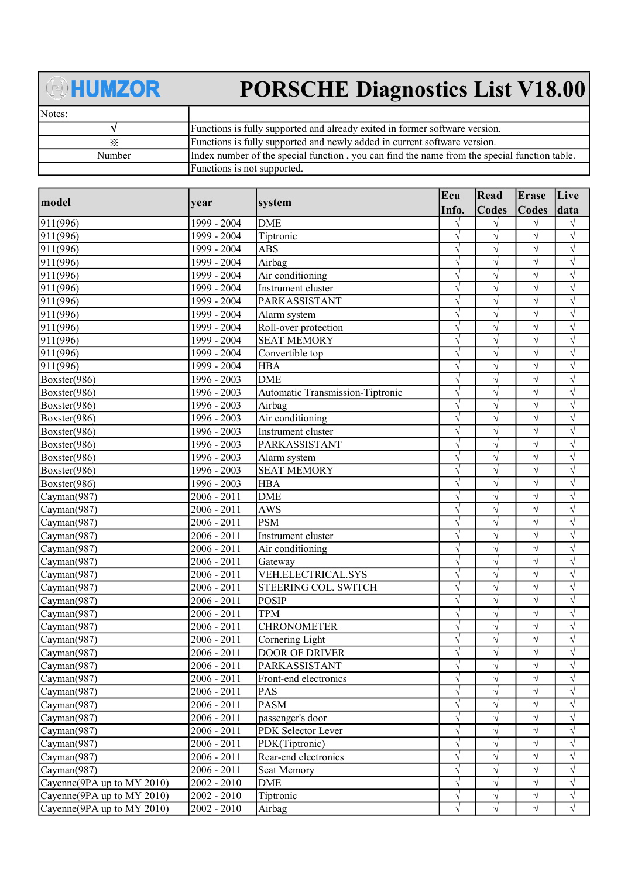# HUMZOR PORSCHE Diagnostics List V18.00

| Notes: | |
|---|---|
| √ | Functions is fully supported and already exited in former software version. |
| ※ | Functions is fully supported and newly added in current software version. |
| Number | Index number of the special function , you can find the name from the special function table. |
| | Functions is not supported. |

| model | year | system | Ecu Info. | Read Codes | Erase Codes | Live data |
|---|---|---|---|---|---|---|
| 911(996) | 1999 - 2004 | DME | √ | √ | √ | √ |
| 911(996) | 1999 - 2004 | Tiptronic | √ | √ | √ | √ |
| 911(996) | 1999 - 2004 | ABS | √ | √ | √ | √ |
| 911(996) | 1999 - 2004 | Airbag | √ | √ | √ | √ |
| 911(996) | 1999 - 2004 | Air conditioning | √ | √ | √ | √ |
| 911(996) | 1999 - 2004 | Instrument cluster | √ | √ | √ | √ |
| 911(996) | 1999 - 2004 | PARKASSISTANT | √ | √ | √ | √ |
| 911(996) | 1999 - 2004 | Alarm system | √ | √ | √ | √ |
| 911(996) | 1999 - 2004 | Roll-over protection | √ | √ | √ | √ |
| 911(996) | 1999 - 2004 | SEAT MEMORY | √ | √ | √ | √ |
| 911(996) | 1999 - 2004 | Convertible top | √ | √ | √ | √ |
| 911(996) | 1999 - 2004 | HBA | √ | √ | √ | √ |
| Boxster(986) | 1996 - 2003 | DME | √ | √ | √ | √ |
| Boxster(986) | 1996 - 2003 | Automatic Transmission-Tiptronic | √ | √ | √ | √ |
| Boxster(986) | 1996 - 2003 | Airbag | √ | √ | √ | √ |
| Boxster(986) | 1996 - 2003 | Air conditioning | √ | √ | √ | √ |
| Boxster(986) | 1996 - 2003 | Instrument cluster | √ | √ | √ | √ |
| Boxster(986) | 1996 - 2003 | PARKASSISTANT | √ | √ | √ | √ |
| Boxster(986) | 1996 - 2003 | Alarm system | √ | √ | √ | √ |
| Boxster(986) | 1996 - 2003 | SEAT MEMORY | √ | √ | √ | √ |
| Boxster(986) | 1996 - 2003 | HBA | √ | √ | √ | √ |
| Cayman(987) | 2006 - 2011 | DME | √ | √ | √ | √ |
| Cayman(987) | 2006 - 2011 | AWS | √ | √ | √ | √ |
| Cayman(987) | 2006 - 2011 | PSM | √ | √ | √ | √ |
| Cayman(987) | 2006 - 2011 | Instrument cluster | √ | √ | √ | √ |
| Cayman(987) | 2006 - 2011 | Air conditioning | √ | √ | √ | √ |
| Cayman(987) | 2006 - 2011 | Gateway | √ | √ | √ | √ |
| Cayman(987) | 2006 - 2011 | VEH.ELECTRICAL.SYS | √ | √ | √ | √ |
| Cayman(987) | 2006 - 2011 | STEERING COL. SWITCH | √ | √ | √ | √ |
| Cayman(987) | 2006 - 2011 | POSIP | √ | √ | √ | √ |
| Cayman(987) | 2006 - 2011 | TPM | √ | √ | √ | √ |
| Cayman(987) | 2006 - 2011 | CHRONOMETER | √ | √ | √ | √ |
| Cayman(987) | 2006 - 2011 | Cornering Light | √ | √ | √ | √ |
| Cayman(987) | 2006 - 2011 | DOOR OF DRIVER | √ | √ | √ | √ |
| Cayman(987) | 2006 - 2011 | PARKASSISTANT | √ | √ | √ | √ |
| Cayman(987) | 2006 - 2011 | Front-end electronics | √ | √ | √ | √ |
| Cayman(987) | 2006 - 2011 | PAS | √ | √ | √ | √ |
| Cayman(987) | 2006 - 2011 | PASM | √ | √ | √ | √ |
| Cayman(987) | 2006 - 2011 | passenger's door | √ | √ | √ | √ |
| Cayman(987) | 2006 - 2011 | PDK Selector Lever | √ | √ | √ | √ |
| Cayman(987) | 2006 - 2011 | PDK(Tiptronic) | √ | √ | √ | √ |
| Cayman(987) | 2006 - 2011 | Rear-end electronics | √ | √ | √ | √ |
| Cayman(987) | 2006 - 2011 | Seat Memory | √ | √ | √ | √ |
| Cayenne(9PA up to MY 2010) | 2002 - 2010 | DME | √ | √ | √ | √ |
| Cayenne(9PA up to MY 2010) | 2002 - 2010 | Tiptronic | √ | √ | √ | √ |
| Cayenne(9PA up to MY 2010) | 2002 - 2010 | Airbag | √ | √ | √ | √ |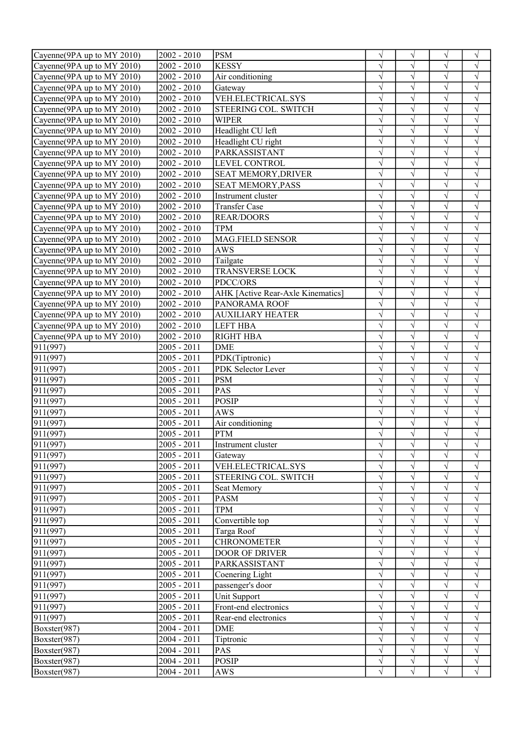| | | | | | | |
|---|---|---|---|---|---|---|
| Cayenne(9PA up to MY 2010) | 2002 - 2010 | PSM | √ | √ | √ | √ |
| Cayenne(9PA up to MY 2010) | 2002 - 2010 | KESSY | √ | √ | √ | √ |
| Cayenne(9PA up to MY 2010) | 2002 - 2010 | Air conditioning | √ | √ | √ | √ |
| Cayenne(9PA up to MY 2010) | 2002 - 2010 | Gateway | √ | √ | √ | √ |
| Cayenne(9PA up to MY 2010) | 2002 - 2010 | VEH.ELECTRICAL.SYS | √ | √ | √ | √ |
| Cayenne(9PA up to MY 2010) | 2002 - 2010 | STEERING COL. SWITCH | √ | √ | √ | √ |
| Cayenne(9PA up to MY 2010) | 2002 - 2010 | WIPER | √ | √ | √ | √ |
| Cayenne(9PA up to MY 2010) | 2002 - 2010 | Headlight CU left | √ | √ | √ | √ |
| Cayenne(9PA up to MY 2010) | 2002 - 2010 | Headlight CU right | √ | √ | √ | √ |
| Cayenne(9PA up to MY 2010) | 2002 - 2010 | PARKASSISTANT | √ | √ | √ | √ |
| Cayenne(9PA up to MY 2010) | 2002 - 2010 | LEVEL CONTROL | √ | √ | √ | √ |
| Cayenne(9PA up to MY 2010) | 2002 - 2010 | SEAT MEMORY,DRIVER | √ | √ | √ | √ |
| Cayenne(9PA up to MY 2010) | 2002 - 2010 | SEAT MEMORY,PASS | √ | √ | √ | √ |
| Cayenne(9PA up to MY 2010) | 2002 - 2010 | Instrument cluster | √ | √ | √ | √ |
| Cayenne(9PA up to MY 2010) | 2002 - 2010 | Transfer Case | √ | √ | √ | √ |
| Cayenne(9PA up to MY 2010) | 2002 - 2010 | REAR/DOORS | √ | √ | √ | √ |
| Cayenne(9PA up to MY 2010) | 2002 - 2010 | TPM | √ | √ | √ | √ |
| Cayenne(9PA up to MY 2010) | 2002 - 2010 | MAG.FIELD SENSOR | √ | √ | √ | √ |
| Cayenne(9PA up to MY 2010) | 2002 - 2010 | AWS | √ | √ | √ | √ |
| Cayenne(9PA up to MY 2010) | 2002 - 2010 | Tailgate | √ | √ | √ | √ |
| Cayenne(9PA up to MY 2010) | 2002 - 2010 | TRANSVERSE LOCK | √ | √ | √ | √ |
| Cayenne(9PA up to MY 2010) | 2002 - 2010 | PDCC/ORS | √ | √ | √ | √ |
| Cayenne(9PA up to MY 2010) | 2002 - 2010 | AHK [Active Rear-Axle Kinematics] | √ | √ | √ | √ |
| Cayenne(9PA up to MY 2010) | 2002 - 2010 | PANORAMA ROOF | √ | √ | √ | √ |
| Cayenne(9PA up to MY 2010) | 2002 - 2010 | AUXILIARY HEATER | √ | √ | √ | √ |
| Cayenne(9PA up to MY 2010) | 2002 - 2010 | LEFT HBA | √ | √ | √ | √ |
| Cayenne(9PA up to MY 2010) | 2002 - 2010 | RIGHT HBA | √ | √ | √ | √ |
| 911(997) | 2005 - 2011 | DME | √ | √ | √ | √ |
| 911(997) | 2005 - 2011 | PDK(Tiptronic) | √ | √ | √ | √ |
| 911(997) | 2005 - 2011 | PDK Selector Lever | √ | √ | √ | √ |
| 911(997) | 2005 - 2011 | PSM | √ | √ | √ | √ |
| 911(997) | 2005 - 2011 | PAS | √ | √ | √ | √ |
| 911(997) | 2005 - 2011 | POSIP | √ | √ | √ | √ |
| 911(997) | 2005 - 2011 | AWS | √ | √ | √ | √ |
| 911(997) | 2005 - 2011 | Air conditioning | √ | √ | √ | √ |
| 911(997) | 2005 - 2011 | PTM | √ | √ | √ | √ |
| 911(997) | 2005 - 2011 | Instrument cluster | √ | √ | √ | √ |
| 911(997) | 2005 - 2011 | Gateway | √ | √ | √ | √ |
| 911(997) | 2005 - 2011 | VEH.ELECTRICAL.SYS | √ | √ | √ | √ |
| 911(997) | 2005 - 2011 | STEERING COL. SWITCH | √ | √ | √ | √ |
| 911(997) | 2005 - 2011 | Seat Memory | √ | √ | √ | √ |
| 911(997) | 2005 - 2011 | PASM | √ | √ | √ | √ |
| 911(997) | 2005 - 2011 | TPM | √ | √ | √ | √ |
| 911(997) | 2005 - 2011 | Convertible top | √ | √ | √ | √ |
| 911(997) | 2005 - 2011 | Targa Roof | √ | √ | √ | √ |
| 911(997) | 2005 - 2011 | CHRONOMETER | √ | √ | √ | √ |
| 911(997) | 2005 - 2011 | DOOR OF DRIVER | √ | √ | √ | √ |
| 911(997) | 2005 - 2011 | PARKASSISTANT | √ | √ | √ | √ |
| 911(997) | 2005 - 2011 | Coenering Light | √ | √ | √ | √ |
| 911(997) | 2005 - 2011 | passenger's door | √ | √ | √ | √ |
| 911(997) | 2005 - 2011 | Unit Support | √ | √ | √ | √ |
| 911(997) | 2005 - 2011 | Front-end electronics | √ | √ | √ | √ |
| 911(997) | 2005 - 2011 | Rear-end electronics | √ | √ | √ | √ |
| Boxster(987) | 2004 - 2011 | DME | √ | √ | √ | √ |
| Boxster(987) | 2004 - 2011 | Tiptronic | √ | √ | √ | √ |
| Boxster(987) | 2004 - 2011 | PAS | √ | √ | √ | √ |
| Boxster(987) | 2004 - 2011 | POSIP | √ | √ | √ | √ |
| Boxster(987) | 2004 - 2011 | AWS | √ | √ | √ | √ |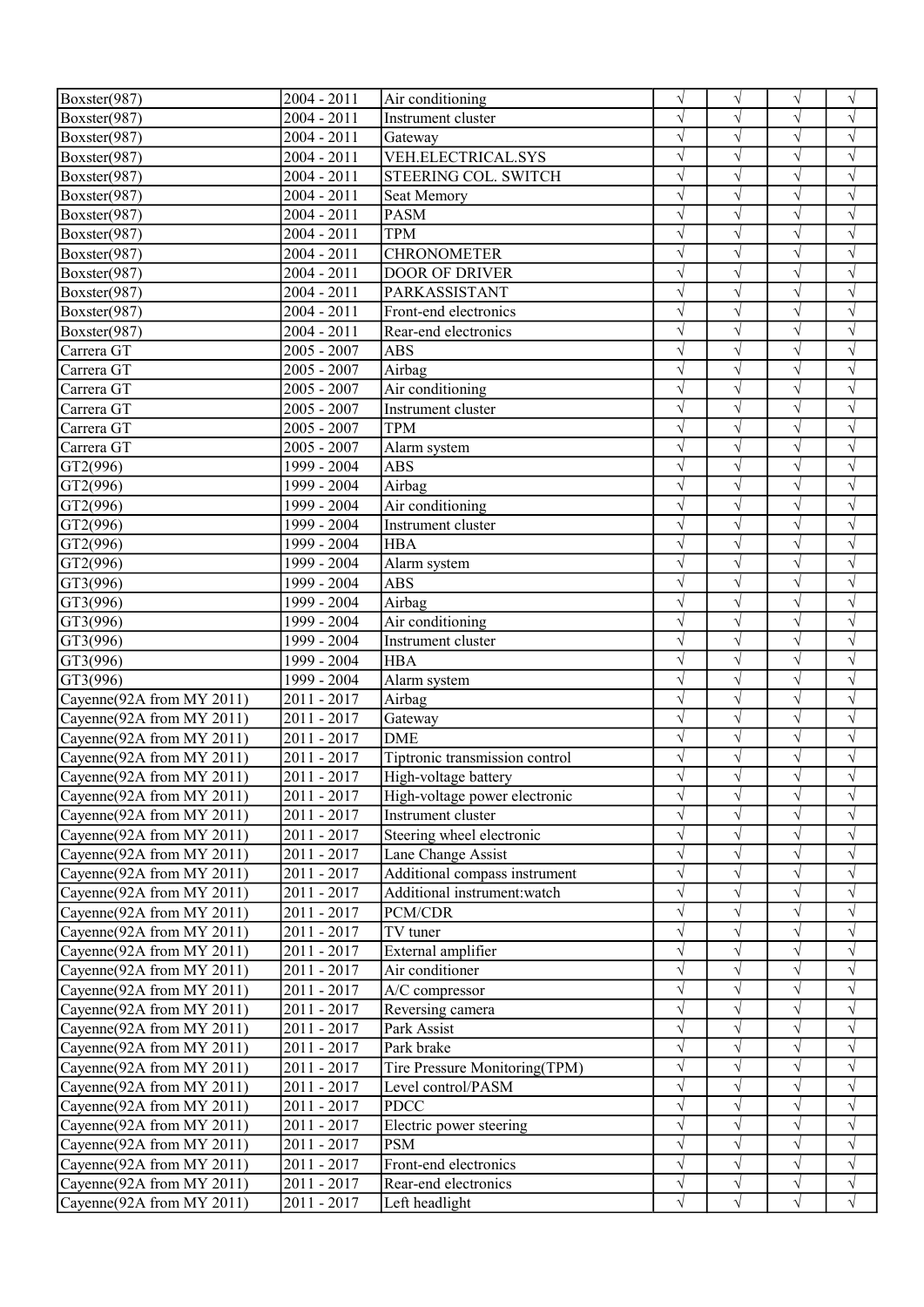| | | | | | | |
|---|---|---|---|---|---|---|
| Boxster(987) | 2004 - 2011 | Air conditioning | √ | √ | √ | √ |
| Boxster(987) | 2004 - 2011 | Instrument cluster | √ | √ | √ | √ |
| Boxster(987) | 2004 - 2011 | Gateway | √ | √ | √ | √ |
| Boxster(987) | 2004 - 2011 | VEH.ELECTRICAL.SYS | √ | √ | √ | √ |
| Boxster(987) | 2004 - 2011 | STEERING COL. SWITCH | √ | √ | √ | √ |
| Boxster(987) | 2004 - 2011 | Seat Memory | √ | √ | √ | √ |
| Boxster(987) | 2004 - 2011 | PASM | √ | √ | √ | √ |
| Boxster(987) | 2004 - 2011 | TPM | √ | √ | √ | √ |
| Boxster(987) | 2004 - 2011 | CHRONOMETER | √ | √ | √ | √ |
| Boxster(987) | 2004 - 2011 | DOOR OF DRIVER | √ | √ | √ | √ |
| Boxster(987) | 2004 - 2011 | PARKASSISTANT | √ | √ | √ | √ |
| Boxster(987) | 2004 - 2011 | Front-end electronics | √ | √ | √ | √ |
| Boxster(987) | 2004 - 2011 | Rear-end electronics | √ | √ | √ | √ |
| Carrera GT | 2005 - 2007 | ABS | √ | √ | √ | √ |
| Carrera GT | 2005 - 2007 | Airbag | √ | √ | √ | √ |
| Carrera GT | 2005 - 2007 | Air conditioning | √ | √ | √ | √ |
| Carrera GT | 2005 - 2007 | Instrument cluster | √ | √ | √ | √ |
| Carrera GT | 2005 - 2007 | TPM | √ | √ | √ | √ |
| Carrera GT | 2005 - 2007 | Alarm system | √ | √ | √ | √ |
| GT2(996) | 1999 - 2004 | ABS | √ | √ | √ | √ |
| GT2(996) | 1999 - 2004 | Airbag | √ | √ | √ | √ |
| GT2(996) | 1999 - 2004 | Air conditioning | √ | √ | √ | √ |
| GT2(996) | 1999 - 2004 | Instrument cluster | √ | √ | √ | √ |
| GT2(996) | 1999 - 2004 | HBA | √ | √ | √ | √ |
| GT2(996) | 1999 - 2004 | Alarm system | √ | √ | √ | √ |
| GT3(996) | 1999 - 2004 | ABS | √ | √ | √ | √ |
| GT3(996) | 1999 - 2004 | Airbag | √ | √ | √ | √ |
| GT3(996) | 1999 - 2004 | Air conditioning | √ | √ | √ | √ |
| GT3(996) | 1999 - 2004 | Instrument cluster | √ | √ | √ | √ |
| GT3(996) | 1999 - 2004 | HBA | √ | √ | √ | √ |
| GT3(996) | 1999 - 2004 | Alarm system | √ | √ | √ | √ |
| Cayenne(92A from MY 2011) | 2011 - 2017 | Airbag | √ | √ | √ | √ |
| Cayenne(92A from MY 2011) | 2011 - 2017 | Gateway | √ | √ | √ | √ |
| Cayenne(92A from MY 2011) | 2011 - 2017 | DME | √ | √ | √ | √ |
| Cayenne(92A from MY 2011) | 2011 - 2017 | Tiptronic transmission control | √ | √ | √ | √ |
| Cayenne(92A from MY 2011) | 2011 - 2017 | High-voltage battery | √ | √ | √ | √ |
| Cayenne(92A from MY 2011) | 2011 - 2017 | High-voltage power electronic | √ | √ | √ | √ |
| Cayenne(92A from MY 2011) | 2011 - 2017 | Instrument cluster | √ | √ | √ | √ |
| Cayenne(92A from MY 2011) | 2011 - 2017 | Steering wheel electronic | √ | √ | √ | √ |
| Cayenne(92A from MY 2011) | 2011 - 2017 | Lane Change Assist | √ | √ | √ | √ |
| Cayenne(92A from MY 2011) | 2011 - 2017 | Additional compass instrument | √ | √ | √ | √ |
| Cayenne(92A from MY 2011) | 2011 - 2017 | Additional instrument:watch | √ | √ | √ | √ |
| Cayenne(92A from MY 2011) | 2011 - 2017 | PCM/CDR | √ | √ | √ | √ |
| Cayenne(92A from MY 2011) | 2011 - 2017 | TV tuner | √ | √ | √ | √ |
| Cayenne(92A from MY 2011) | 2011 - 2017 | External amplifier | √ | √ | √ | √ |
| Cayenne(92A from MY 2011) | 2011 - 2017 | Air conditioner | √ | √ | √ | √ |
| Cayenne(92A from MY 2011) | 2011 - 2017 | A/C compressor | √ | √ | √ | √ |
| Cayenne(92A from MY 2011) | 2011 - 2017 | Reversing camera | √ | √ | √ | √ |
| Cayenne(92A from MY 2011) | 2011 - 2017 | Park Assist | √ | √ | √ | √ |
| Cayenne(92A from MY 2011) | 2011 - 2017 | Park brake | √ | √ | √ | √ |
| Cayenne(92A from MY 2011) | 2011 - 2017 | Tire Pressure Monitoring(TPM) | √ | √ | √ | √ |
| Cayenne(92A from MY 2011) | 2011 - 2017 | Level control/PASM | √ | √ | √ | √ |
| Cayenne(92A from MY 2011) | 2011 - 2017 | PDCC | √ | √ | √ | √ |
| Cayenne(92A from MY 2011) | 2011 - 2017 | Electric power steering | √ | √ | √ | √ |
| Cayenne(92A from MY 2011) | 2011 - 2017 | PSM | √ | √ | √ | √ |
| Cayenne(92A from MY 2011) | 2011 - 2017 | Front-end electronics | √ | √ | √ | √ |
| Cayenne(92A from MY 2011) | 2011 - 2017 | Rear-end electronics | √ | √ | √ | √ |
| Cayenne(92A from MY 2011) | 2011 - 2017 | Left headlight | √ | √ | √ | √ |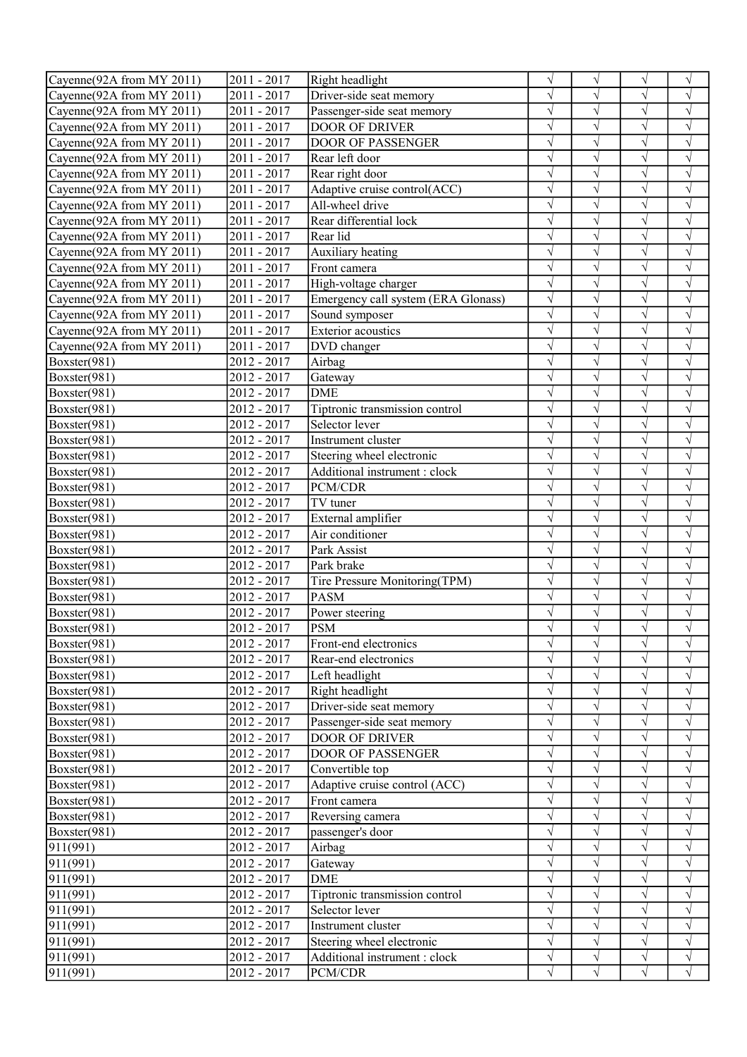| | | | | | | |
|---|---|---|---|---|---|---|
| Cayenne(92A from MY 2011) | 2011 - 2017 | Right headlight | √ | √ | √ | √ |
| Cayenne(92A from MY 2011) | 2011 - 2017 | Driver-side seat memory | √ | √ | √ | √ |
| Cayenne(92A from MY 2011) | 2011 - 2017 | Passenger-side seat memory | √ | √ | √ | √ |
| Cayenne(92A from MY 2011) | 2011 - 2017 | DOOR OF DRIVER | √ | √ | √ | √ |
| Cayenne(92A from MY 2011) | 2011 - 2017 | DOOR OF PASSENGER | √ | √ | √ | √ |
| Cayenne(92A from MY 2011) | 2011 - 2017 | Rear left door | √ | √ | √ | √ |
| Cayenne(92A from MY 2011) | 2011 - 2017 | Rear right door | √ | √ | √ | √ |
| Cayenne(92A from MY 2011) | 2011 - 2017 | Adaptive cruise control(ACC) | √ | √ | √ | √ |
| Cayenne(92A from MY 2011) | 2011 - 2017 | All-wheel drive | √ | √ | √ | √ |
| Cayenne(92A from MY 2011) | 2011 - 2017 | Rear differential lock | √ | √ | √ | √ |
| Cayenne(92A from MY 2011) | 2011 - 2017 | Rear lid | √ | √ | √ | √ |
| Cayenne(92A from MY 2011) | 2011 - 2017 | Auxiliary heating | √ | √ | √ | √ |
| Cayenne(92A from MY 2011) | 2011 - 2017 | Front camera | √ | √ | √ | √ |
| Cayenne(92A from MY 2011) | 2011 - 2017 | High-voltage charger | √ | √ | √ | √ |
| Cayenne(92A from MY 2011) | 2011 - 2017 | Emergency call system (ERA Glonass) | √ | √ | √ | √ |
| Cayenne(92A from MY 2011) | 2011 - 2017 | Sound symposer | √ | √ | √ | √ |
| Cayenne(92A from MY 2011) | 2011 - 2017 | Exterior acoustics | √ | √ | √ | √ |
| Cayenne(92A from MY 2011) | 2011 - 2017 | DVD changer | √ | √ | √ | √ |
| Boxster(981) | 2012 - 2017 | Airbag | √ | √ | √ | √ |
| Boxster(981) | 2012 - 2017 | Gateway | √ | √ | √ | √ |
| Boxster(981) | 2012 - 2017 | DME | √ | √ | √ | √ |
| Boxster(981) | 2012 - 2017 | Tiptronic transmission control | √ | √ | √ | √ |
| Boxster(981) | 2012 - 2017 | Selector lever | √ | √ | √ | √ |
| Boxster(981) | 2012 - 2017 | Instrument cluster | √ | √ | √ | √ |
| Boxster(981) | 2012 - 2017 | Steering wheel electronic | √ | √ | √ | √ |
| Boxster(981) | 2012 - 2017 | Additional instrument : clock | √ | √ | √ | √ |
| Boxster(981) | 2012 - 2017 | PCM/CDR | √ | √ | √ | √ |
| Boxster(981) | 2012 - 2017 | TV tuner | √ | √ | √ | √ |
| Boxster(981) | 2012 - 2017 | External amplifier | √ | √ | √ | √ |
| Boxster(981) | 2012 - 2017 | Air conditioner | √ | √ | √ | √ |
| Boxster(981) | 2012 - 2017 | Park Assist | √ | √ | √ | √ |
| Boxster(981) | 2012 - 2017 | Park brake | √ | √ | √ | √ |
| Boxster(981) | 2012 - 2017 | Tire Pressure Monitoring(TPM) | √ | √ | √ | √ |
| Boxster(981) | 2012 - 2017 | PASM | √ | √ | √ | √ |
| Boxster(981) | 2012 - 2017 | Power steering | √ | √ | √ | √ |
| Boxster(981) | 2012 - 2017 | PSM | √ | √ | √ | √ |
| Boxster(981) | 2012 - 2017 | Front-end electronics | √ | √ | √ | √ |
| Boxster(981) | 2012 - 2017 | Rear-end electronics | √ | √ | √ | √ |
| Boxster(981) | 2012 - 2017 | Left headlight | √ | √ | √ | √ |
| Boxster(981) | 2012 - 2017 | Right headlight | √ | √ | √ | √ |
| Boxster(981) | 2012 - 2017 | Driver-side seat memory | √ | √ | √ | √ |
| Boxster(981) | 2012 - 2017 | Passenger-side seat memory | √ | √ | √ | √ |
| Boxster(981) | 2012 - 2017 | DOOR OF DRIVER | √ | √ | √ | √ |
| Boxster(981) | 2012 - 2017 | DOOR OF PASSENGER | √ | √ | √ | √ |
| Boxster(981) | 2012 - 2017 | Convertible top | √ | √ | √ | √ |
| Boxster(981) | 2012 - 2017 | Adaptive cruise control (ACC) | √ | √ | √ | √ |
| Boxster(981) | 2012 - 2017 | Front camera | √ | √ | √ | √ |
| Boxster(981) | 2012 - 2017 | Reversing camera | √ | √ | √ | √ |
| Boxster(981) | 2012 - 2017 | passenger's door | √ | √ | √ | √ |
| 911(991) | 2012 - 2017 | Airbag | √ | √ | √ | √ |
| 911(991) | 2012 - 2017 | Gateway | √ | √ | √ | √ |
| 911(991) | 2012 - 2017 | DME | √ | √ | √ | √ |
| 911(991) | 2012 - 2017 | Tiptronic transmission control | √ | √ | √ | √ |
| 911(991) | 2012 - 2017 | Selector lever | √ | √ | √ | √ |
| 911(991) | 2012 - 2017 | Instrument cluster | √ | √ | √ | √ |
| 911(991) | 2012 - 2017 | Steering wheel electronic | √ | √ | √ | √ |
| 911(991) | 2012 - 2017 | Additional instrument : clock | √ | √ | √ | √ |
| 911(991) | 2012 - 2017 | PCM/CDR | √ | √ | √ | √ |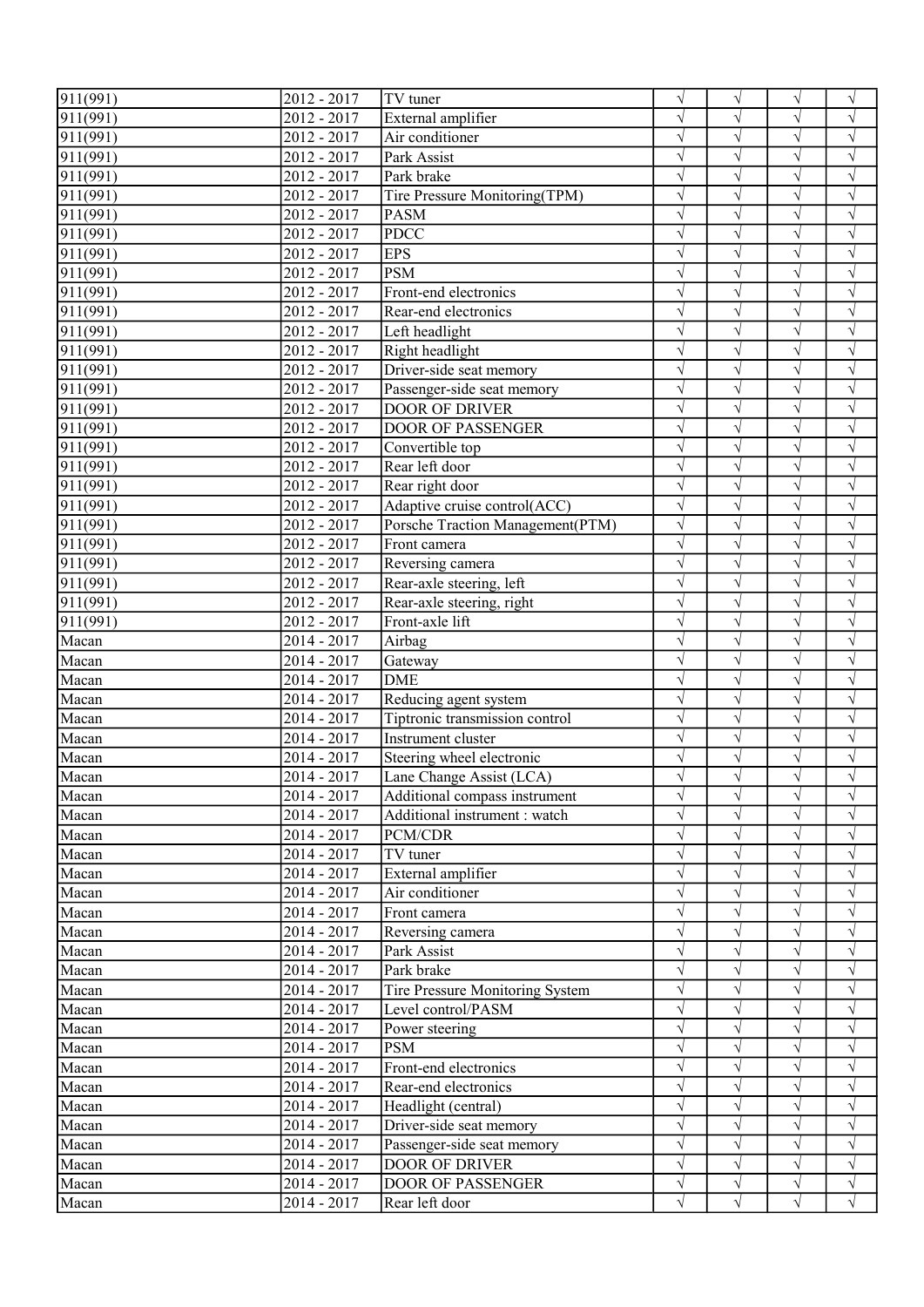| | | | | | | |
|---|---|---|---|---|---|---|
| 911(991) | 2012 - 2017 | TV tuner | √ | √ | √ | √ |
| 911(991) | 2012 - 2017 | External amplifier | √ | √ | √ | √ |
| 911(991) | 2012 - 2017 | Air conditioner | √ | √ | √ | √ |
| 911(991) | 2012 - 2017 | Park Assist | √ | √ | √ | √ |
| 911(991) | 2012 - 2017 | Park brake | √ | √ | √ | √ |
| 911(991) | 2012 - 2017 | Tire Pressure Monitoring(TPM) | √ | √ | √ | √ |
| 911(991) | 2012 - 2017 | PASM | √ | √ | √ | √ |
| 911(991) | 2012 - 2017 | PDCC | √ | √ | √ | √ |
| 911(991) | 2012 - 2017 | EPS | √ | √ | √ | √ |
| 911(991) | 2012 - 2017 | PSM | √ | √ | √ | √ |
| 911(991) | 2012 - 2017 | Front-end electronics | √ | √ | √ | √ |
| 911(991) | 2012 - 2017 | Rear-end electronics | √ | √ | √ | √ |
| 911(991) | 2012 - 2017 | Left headlight | √ | √ | √ | √ |
| 911(991) | 2012 - 2017 | Right headlight | √ | √ | √ | √ |
| 911(991) | 2012 - 2017 | Driver-side seat memory | √ | √ | √ | √ |
| 911(991) | 2012 - 2017 | Passenger-side seat memory | √ | √ | √ | √ |
| 911(991) | 2012 - 2017 | DOOR OF DRIVER | √ | √ | √ | √ |
| 911(991) | 2012 - 2017 | DOOR OF PASSENGER | √ | √ | √ | √ |
| 911(991) | 2012 - 2017 | Convertible top | √ | √ | √ | √ |
| 911(991) | 2012 - 2017 | Rear left door | √ | √ | √ | √ |
| 911(991) | 2012 - 2017 | Rear right door | √ | √ | √ | √ |
| 911(991) | 2012 - 2017 | Adaptive cruise control(ACC) | √ | √ | √ | √ |
| 911(991) | 2012 - 2017 | Porsche Traction Management(PTM) | √ | √ | √ | √ |
| 911(991) | 2012 - 2017 | Front camera | √ | √ | √ | √ |
| 911(991) | 2012 - 2017 | Reversing camera | √ | √ | √ | √ |
| 911(991) | 2012 - 2017 | Rear-axle steering, left | √ | √ | √ | √ |
| 911(991) | 2012 - 2017 | Rear-axle steering, right | √ | √ | √ | √ |
| 911(991) | 2012 - 2017 | Front-axle lift | √ | √ | √ | √ |
| Macan | 2014 - 2017 | Airbag | √ | √ | √ | √ |
| Macan | 2014 - 2017 | Gateway | √ | √ | √ | √ |
| Macan | 2014 - 2017 | DME | √ | √ | √ | √ |
| Macan | 2014 - 2017 | Reducing agent system | √ | √ | √ | √ |
| Macan | 2014 - 2017 | Tiptronic transmission control | √ | √ | √ | √ |
| Macan | 2014 - 2017 | Instrument cluster | √ | √ | √ | √ |
| Macan | 2014 - 2017 | Steering wheel electronic | √ | √ | √ | √ |
| Macan | 2014 - 2017 | Lane Change Assist (LCA) | √ | √ | √ | √ |
| Macan | 2014 - 2017 | Additional compass instrument | √ | √ | √ | √ |
| Macan | 2014 - 2017 | Additional instrument : watch | √ | √ | √ | √ |
| Macan | 2014 - 2017 | PCM/CDR | √ | √ | √ | √ |
| Macan | 2014 - 2017 | TV tuner | √ | √ | √ | √ |
| Macan | 2014 - 2017 | External amplifier | √ | √ | √ | √ |
| Macan | 2014 - 2017 | Air conditioner | √ | √ | √ | √ |
| Macan | 2014 - 2017 | Front camera | √ | √ | √ | √ |
| Macan | 2014 - 2017 | Reversing camera | √ | √ | √ | √ |
| Macan | 2014 - 2017 | Park Assist | √ | √ | √ | √ |
| Macan | 2014 - 2017 | Park brake | √ | √ | √ | √ |
| Macan | 2014 - 2017 | Tire Pressure Monitoring System | √ | √ | √ | √ |
| Macan | 2014 - 2017 | Level control/PASM | √ | √ | √ | √ |
| Macan | 2014 - 2017 | Power steering | √ | √ | √ | √ |
| Macan | 2014 - 2017 | PSM | √ | √ | √ | √ |
| Macan | 2014 - 2017 | Front-end electronics | √ | √ | √ | √ |
| Macan | 2014 - 2017 | Rear-end electronics | √ | √ | √ | √ |
| Macan | 2014 - 2017 | Headlight (central) | √ | √ | √ | √ |
| Macan | 2014 - 2017 | Driver-side seat memory | √ | √ | √ | √ |
| Macan | 2014 - 2017 | Passenger-side seat memory | √ | √ | √ | √ |
| Macan | 2014 - 2017 | DOOR OF DRIVER | √ | √ | √ | √ |
| Macan | 2014 - 2017 | DOOR OF PASSENGER | √ | √ | √ | √ |
| Macan | 2014 - 2017 | Rear left door | √ | √ | √ | √ |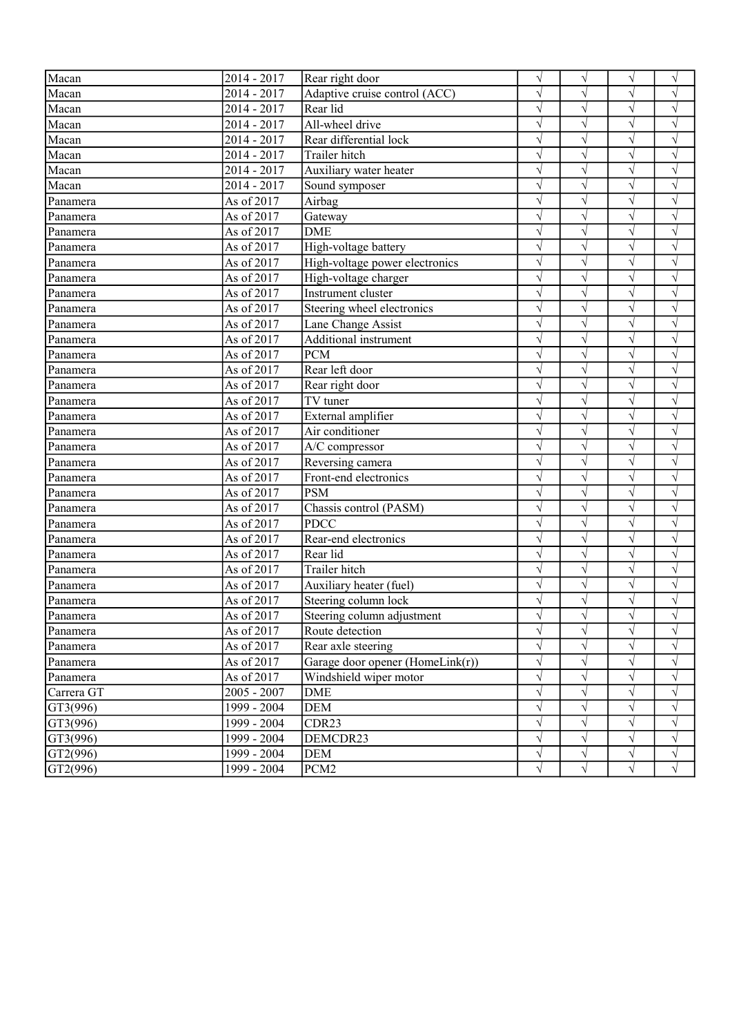| | | | | | | |
|---|---|---|---|---|---|---|
| Macan | 2014 - 2017 | Rear right door | √ | √ | √ | √ |
| Macan | 2014 - 2017 | Adaptive cruise control (ACC) | √ | √ | √ | √ |
| Macan | 2014 - 2017 | Rear lid | √ | √ | √ | √ |
| Macan | 2014 - 2017 | All-wheel drive | √ | √ | √ | √ |
| Macan | 2014 - 2017 | Rear differential lock | √ | √ | √ | √ |
| Macan | 2014 - 2017 | Trailer hitch | √ | √ | √ | √ |
| Macan | 2014 - 2017 | Auxiliary water heater | √ | √ | √ | √ |
| Macan | 2014 - 2017 | Sound symposer | √ | √ | √ | √ |
| Panamera | As of 2017 | Airbag | √ | √ | √ | √ |
| Panamera | As of 2017 | Gateway | √ | √ | √ | √ |
| Panamera | As of 2017 | DME | √ | √ | √ | √ |
| Panamera | As of 2017 | High-voltage battery | √ | √ | √ | √ |
| Panamera | As of 2017 | High-voltage power electronics | √ | √ | √ | √ |
| Panamera | As of 2017 | High-voltage charger | √ | √ | √ | √ |
| Panamera | As of 2017 | Instrument cluster | √ | √ | √ | √ |
| Panamera | As of 2017 | Steering wheel electronics | √ | √ | √ | √ |
| Panamera | As of 2017 | Lane Change Assist | √ | √ | √ | √ |
| Panamera | As of 2017 | Additional instrument | √ | √ | √ | √ |
| Panamera | As of 2017 | PCM | √ | √ | √ | √ |
| Panamera | As of 2017 | Rear left door | √ | √ | √ | √ |
| Panamera | As of 2017 | Rear right door | √ | √ | √ | √ |
| Panamera | As of 2017 | TV tuner | √ | √ | √ | √ |
| Panamera | As of 2017 | External amplifier | √ | √ | √ | √ |
| Panamera | As of 2017 | Air conditioner | √ | √ | √ | √ |
| Panamera | As of 2017 | A/C compressor | √ | √ | √ | √ |
| Panamera | As of 2017 | Reversing camera | √ | √ | √ | √ |
| Panamera | As of 2017 | Front-end electronics | √ | √ | √ | √ |
| Panamera | As of 2017 | PSM | √ | √ | √ | √ |
| Panamera | As of 2017 | Chassis control (PASM) | √ | √ | √ | √ |
| Panamera | As of 2017 | PDCC | √ | √ | √ | √ |
| Panamera | As of 2017 | Rear-end electronics | √ | √ | √ | √ |
| Panamera | As of 2017 | Rear lid | √ | √ | √ | √ |
| Panamera | As of 2017 | Trailer hitch | √ | √ | √ | √ |
| Panamera | As of 2017 | Auxiliary heater (fuel) | √ | √ | √ | √ |
| Panamera | As of 2017 | Steering column lock | √ | √ | √ | √ |
| Panamera | As of 2017 | Steering column adjustment | √ | √ | √ | √ |
| Panamera | As of 2017 | Route detection | √ | √ | √ | √ |
| Panamera | As of 2017 | Rear axle steering | √ | √ | √ | √ |
| Panamera | As of 2017 | Garage door opener (HomeLink(r)) | √ | √ | √ | √ |
| Panamera | As of 2017 | Windshield wiper motor | √ | √ | √ | √ |
| Carrera GT | 2005 - 2007 | DME | √ | √ | √ | √ |
| GT3(996) | 1999 - 2004 | DEM | √ | √ | √ | √ |
| GT3(996) | 1999 - 2004 | CDR23 | √ | √ | √ | √ |
| GT3(996) | 1999 - 2004 | DEMCDR23 | √ | √ | √ | √ |
| GT2(996) | 1999 - 2004 | DEM | √ | √ | √ | √ |
| GT2(996) | 1999 - 2004 | PCM2 | √ | √ | √ | √ |